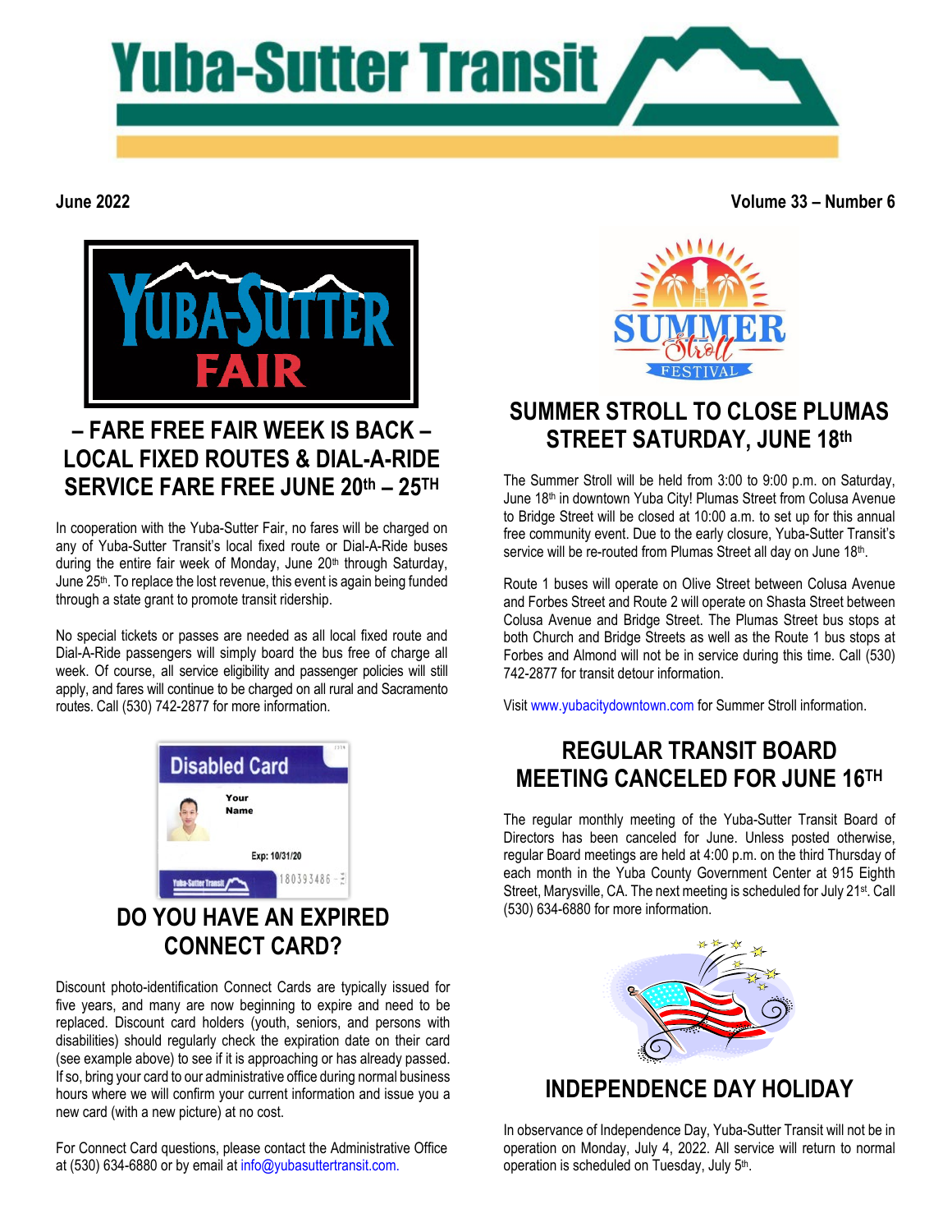# Yuba-Sutter Transit

June 2022

Volume 33 – Number 6

## – FARE FREE FAIR WEEK IS BACK – LOCAL FIXED ROUTES & DIAL-A-RIDE SERVICE FARE FREE JUNE 20th – 25TH

In cooperation with the Yuba-Sutter Fair, no fares will be charged on any of Yuba-Sutter Transit's local fixed route or Dial-A-Ride buses during the entire fair week of Monday, June 20th through Saturday, June 25th. To replace the lost revenue, this event is again being funded through a state grant to promote transit ridership.

No special tickets or passes are needed as all local fixed route and Dial-A-Ride passengers will simply board the bus free of charge all week. Of course, all service eligibility and passenger policies will still apply, and fares will continue to be charged on all rural and Sacramento routes. Call (530) 742-2877 for more information.

## DO YOU HAVE AN EXPIRED CONNECT CARD?

Discount photo-identification Connect Cards are typically issued for five years, and many are now beginning to expire and need to be replaced. Discount card holders (youth, seniors, and persons with disabilities) should regularly check the expiration date on their card (see example above) to see if it is approaching or has already passed. If so, bring your card to our administrative office during normal business hours where we will confirm your current information and issue you a new card (with a new picture) at no cost.

For Connect Card questions, please contact the Administrative Office at (530) 634-6880 or by email at info@yubasuttertransit.com.

## SUMMER STROLL TO CLOSE PLUMAS STREET SATURDAY, JUNE 18th

The Summer Stroll will be held from 3:00 to 9:00 p.m. on Saturday, June 18th in downtown Yuba City! Plumas Street from Colusa Avenue to Bridge Street will be closed at 10:00 a.m. to set up for this annual free community event. Due to the early closure, Yuba-Sutter Transit's service will be re-routed from Plumas Street all day on June 18th.

Route 1 buses will operate on Olive Street between Colusa Avenue and Forbes Street and Route 2 will operate on Shasta Street between Colusa Avenue and Bridge Street. The Plumas Street bus stops at both Church and Bridge Streets as well as the Route 1 bus stops at Forbes and Almond will not be in service during this time. Call (530) 742-2877 for transit detour information.

Visit www.yubacitydowntown.com for Summer Stroll information.

## REGULAR TRANSIT BOARD MEETING CANCELED FOR JUNE 16TH

The regular monthly meeting of the Yuba-Sutter Transit Board of Directors has been canceled for June. Unless posted otherwise, regular Board meetings are held at 4:00 p.m. on the third Thursday of each month in the Yuba County Government Center at 915 Eighth Street, Marysville, CA. The next meeting is scheduled for July 21st. Call (530) 634-6880 for more information.

## INDEPENDENCE DAY HOLIDAY

In observance of Independence Day, Yuba-Sutter Transit will not be in operation on Monday, July 4, 2022. All service will return to normal operation is scheduled on Tuesday, July 5th.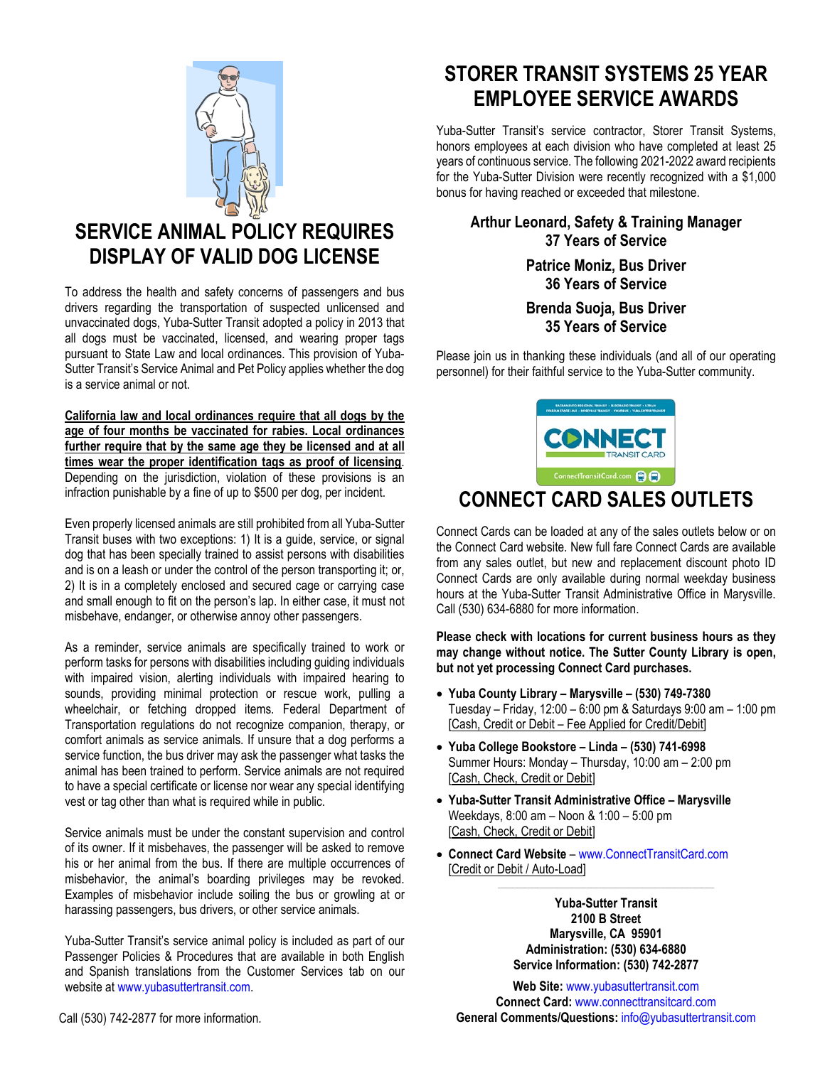## SERVICE ANIMAL POLICY REQUIRES DISPLAY OF VALID DOG LICENSE

To address the health and safety concerns of passengers and bus drivers regarding the transportation of suspected unlicensed and unvaccinated dogs, Yuba-Sutter Transit adopted a policy in 2013 that all dogs must be vaccinated, licensed, and wearing proper tags pursuant to State Law and local ordinances. This provision of Yuba-Sutter Transit's Service Animal and Pet Policy applies whether the dog is a service animal or not.

**California law and local ordinances require that all dogs by the age of four months be vaccinated for rabies. Local ordinances further require that by the same age they be licensed and at all times wear the proper identification tags as proof of licensing**. Depending on the jurisdiction, violation of these provisions is an infraction punishable by a fine of up to $500 per dog, per incident.

Even properly licensed animals are still prohibited from all Yuba-Sutter Transit buses with two exceptions: 1) It is a guide, service, or signal dog that has been specially trained to assist persons with disabilities and is on a leash or under the control of the person transporting it; or, 2) It is in a completely enclosed and secured cage or carrying case and small enough to fit on the person's lap. In either case, it must not misbehave, endanger, or otherwise annoy other passengers.

As a reminder, service animals are specifically trained to work or perform tasks for persons with disabilities including guiding individuals with impaired vision, alerting individuals with impaired hearing to sounds, providing minimal protection or rescue work, pulling a wheelchair, or fetching dropped items. Federal Department of Transportation regulations do not recognize companion, therapy, or comfort animals as service animals. If unsure that a dog performs a service function, the bus driver may ask the passenger what tasks the animal has been trained to perform. Service animals are not required to have a special certificate or license nor wear any special identifying vest or tag other than what is required while in public.

Service animals must be under the constant supervision and control of its owner. If it misbehaves, the passenger will be asked to remove his or her animal from the bus. If there are multiple occurrences of misbehavior, the animal's boarding privileges may be revoked. Examples of misbehavior include soiling the bus or growling at or harassing passengers, bus drivers, or other service animals.

Yuba-Sutter Transit's service animal policy is included as part of our Passenger Policies & Procedures that are available in both English and Spanish translations from the Customer Services tab on our website at www.yubasuttertransit.com.

Call (530) 742-2877 for more information.

## STORER TRANSIT SYSTEMS 25 YEAR EMPLOYEE SERVICE AWARDS

Yuba-Sutter Transit's service contractor, Storer Transit Systems, honors employees at each division who have completed at least 25 years of continuous service. The following 2021-2022 award recipients for the Yuba-Sutter Division were recently recognized with a $1,000 bonus for having reached or exceeded that milestone.

**Arthur Leonard, Safety & Training Manager**
**37 Years of Service**

**Patrice Moniz, Bus Driver**
**36 Years of Service**

**Brenda Suoja, Bus Driver**
**35 Years of Service**

Please join us in thanking these individuals (and all of our operating personnel) for their faithful service to the Yuba-Sutter community.

## CONNECT CARD SALES OUTLETS

Connect Cards can be loaded at any of the sales outlets below or on the Connect Card website. New full fare Connect Cards are available from any sales outlet, but new and replacement discount photo ID Connect Cards are only available during normal weekday business hours at the Yuba-Sutter Transit Administrative Office in Marysville. Call (530) 634-6880 for more information.

**Please check with locations for current business hours as they may change without notice. The Sutter County Library is open, but not yet processing Connect Card purchases.**

- **Yuba County Library – Marysville – (530) 749-7380**
  Tuesday – Friday, 12:00 – 6:00 pm & Saturdays 9:00 am – 1:00 pm
  [Cash, Credit or Debit – Fee Applied for Credit/Debit]
- **Yuba College Bookstore – Linda – (530) 741-6998**
  Summer Hours: Monday – Thursday, 10:00 am – 2:00 pm
  [Cash, Check, Credit or Debit]
- **Yuba-Sutter Transit Administrative Office – Marysville**
  Weekdays, 8:00 am – Noon & 1:00 – 5:00 pm
  [Cash, Check, Credit or Debit]
- **Connect Card Website** – www.ConnectTransitCard.com
  [Credit or Debit / Auto-Load]

**Yuba-Sutter Transit**
**2100 B Street**
**Marysville, CA 95901**
**Administration: (530) 634-6880**
**Service Information: (530) 742-2877**

**Web Site:** www.yubasuttertransit.com
**Connect Card:** www.connecttransitcard.com
**General Comments/Questions:** info@yubasuttertransit.com